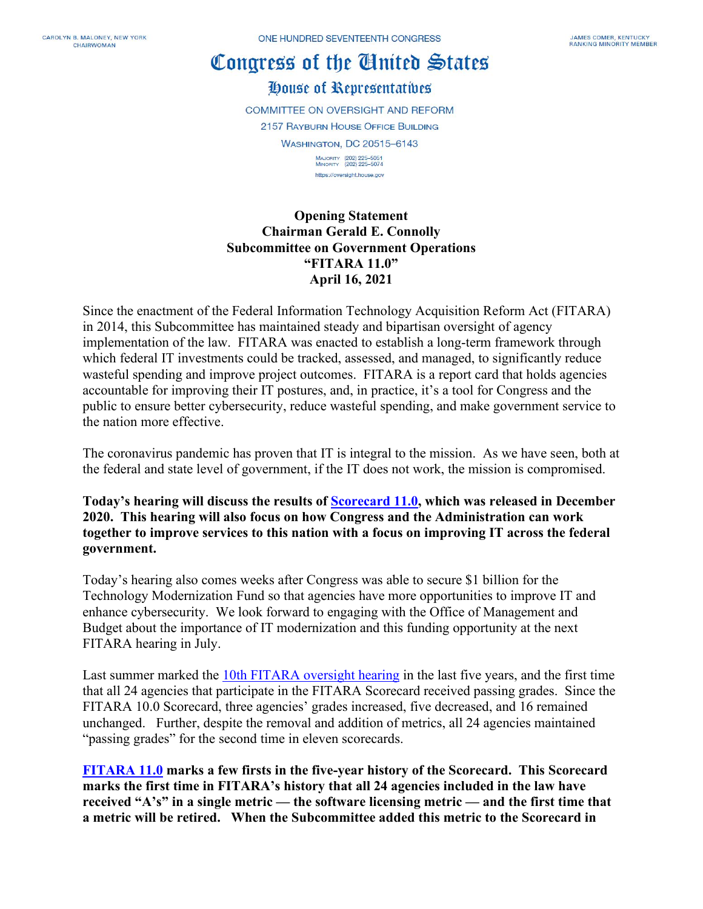CAROLYN B. MALONEY, NEW YORK
CHAIRWOMAN

ONE HUNDRED SEVENTEENTH CONGRESS

JAMES COMER, KENTUCKY
RANKING MINORITY MEMBER

# Congress of the United States

## House of Representatives

COMMITTEE ON OVERSIGHT AND REFORM

2157 RAYBURN HOUSE OFFICE BUILDING

WASHINGTON, DC 20515–6143

MAJORITY (202) 225–5051
MINORITY (202) 225–5074

https://oversight.house.gov

**Opening Statement**
**Chairman Gerald E. Connolly**
**Subcommittee on Government Operations**
**"FITARA 11.0"**
**April 16, 2021**

Since the enactment of the Federal Information Technology Acquisition Reform Act (FITARA) in 2014, this Subcommittee has maintained steady and bipartisan oversight of agency implementation of the law. FITARA was enacted to establish a long-term framework through which federal IT investments could be tracked, assessed, and managed, to significantly reduce wasteful spending and improve project outcomes. FITARA is a report card that holds agencies accountable for improving their IT postures, and, in practice, it's a tool for Congress and the public to ensure better cybersecurity, reduce wasteful spending, and make government service to the nation more effective.

The coronavirus pandemic has proven that IT is integral to the mission. As we have seen, both at the federal and state level of government, if the IT does not work, the mission is compromised.

**Today's hearing will discuss the results of Scorecard 11.0, which was released in December 2020. This hearing will also focus on how Congress and the Administration can work together to improve services to this nation with a focus on improving IT across the federal government.**

Today's hearing also comes weeks after Congress was able to secure $1 billion for the Technology Modernization Fund so that agencies have more opportunities to improve IT and enhance cybersecurity. We look forward to engaging with the Office of Management and Budget about the importance of IT modernization and this funding opportunity at the next FITARA hearing in July.

Last summer marked the 10th FITARA oversight hearing in the last five years, and the first time that all 24 agencies that participate in the FITARA Scorecard received passing grades. Since the FITARA 10.0 Scorecard, three agencies' grades increased, five decreased, and 16 remained unchanged. Further, despite the removal and addition of metrics, all 24 agencies maintained "passing grades" for the second time in eleven scorecards.

**FITARA 11.0 marks a few firsts in the five-year history of the Scorecard. This Scorecard marks the first time in FITARA's history that all 24 agencies included in the law have received "A's" in a single metric — the software licensing metric — and the first time that a metric will be retired. When the Subcommittee added this metric to the Scorecard in**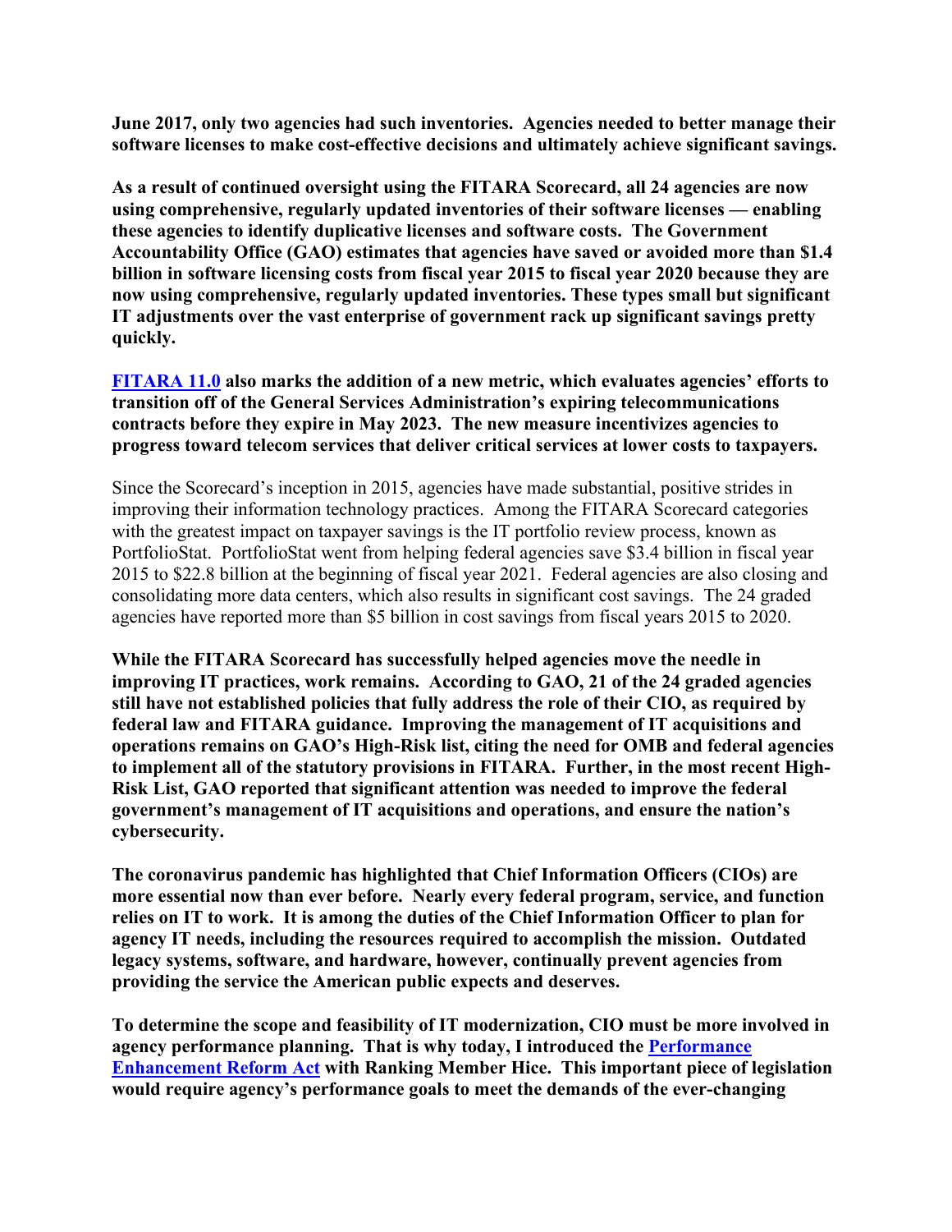**June 2017, only two agencies had such inventories. Agencies needed to better manage their software licenses to make cost-effective decisions and ultimately achieve significant savings.**

**As a result of continued oversight using the FITARA Scorecard, all 24 agencies are now using comprehensive, regularly updated inventories of their software licenses — enabling these agencies to identify duplicative licenses and software costs. The Government Accountability Office (GAO) estimates that agencies have saved or avoided more than $1.4 billion in software licensing costs from fiscal year 2015 to fiscal year 2020 because they are now using comprehensive, regularly updated inventories. These types small but significant IT adjustments over the vast enterprise of government rack up significant savings pretty quickly.**

**[FITARA 11.0](#) also marks the addition of a new metric, which evaluates agencies' efforts to transition off of the General Services Administration's expiring telecommunications contracts before they expire in May 2023. The new measure incentivizes agencies to progress toward telecom services that deliver critical services at lower costs to taxpayers.**

Since the Scorecard's inception in 2015, agencies have made substantial, positive strides in improving their information technology practices. Among the FITARA Scorecard categories with the greatest impact on taxpayer savings is the IT portfolio review process, known as PortfolioStat. PortfolioStat went from helping federal agencies save $3.4 billion in fiscal year 2015 to $22.8 billion at the beginning of fiscal year 2021. Federal agencies are also closing and consolidating more data centers, which also results in significant cost savings. The 24 graded agencies have reported more than $5 billion in cost savings from fiscal years 2015 to 2020.

**While the FITARA Scorecard has successfully helped agencies move the needle in improving IT practices, work remains. According to GAO, 21 of the 24 graded agencies still have not established policies that fully address the role of their CIO, as required by federal law and FITARA guidance. Improving the management of IT acquisitions and operations remains on GAO's High-Risk list, citing the need for OMB and federal agencies to implement all of the statutory provisions in FITARA. Further, in the most recent High-Risk List, GAO reported that significant attention was needed to improve the federal government's management of IT acquisitions and operations, and ensure the nation's cybersecurity.**

**The coronavirus pandemic has highlighted that Chief Information Officers (CIOs) are more essential now than ever before. Nearly every federal program, service, and function relies on IT to work. It is among the duties of the Chief Information Officer to plan for agency IT needs, including the resources required to accomplish the mission. Outdated legacy systems, software, and hardware, however, continually prevent agencies from providing the service the American public expects and deserves.**

**To determine the scope and feasibility of IT modernization, CIO must be more involved in agency performance planning. That is why today, I introduced the [Performance Enhancement Reform Act](#) with Ranking Member Hice. This important piece of legislation would require agency's performance goals to meet the demands of the ever-changing**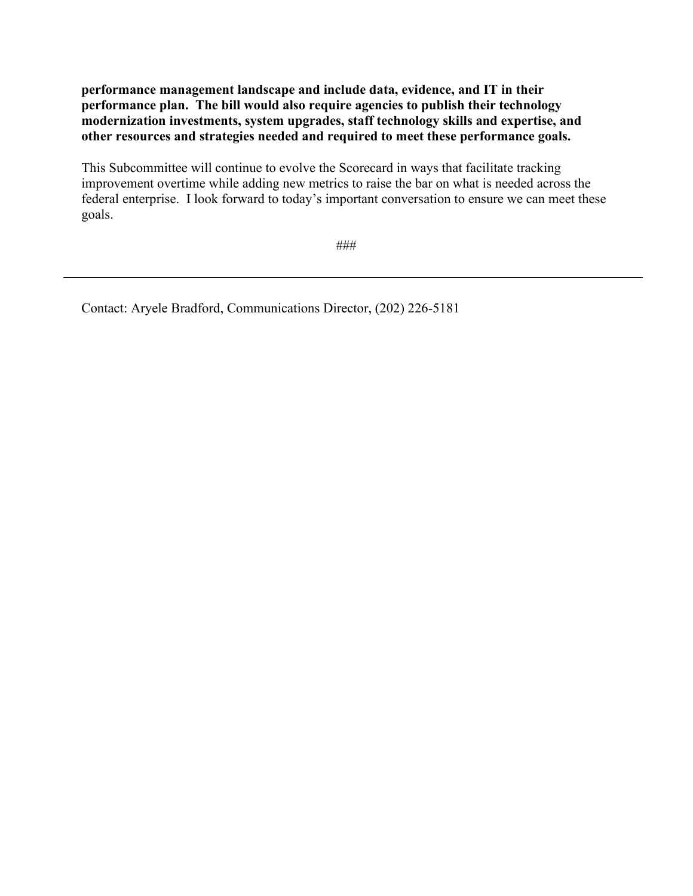**performance management landscape and include data, evidence, and IT in their performance plan. The bill would also require agencies to publish their technology modernization investments, system upgrades, staff technology skills and expertise, and other resources and strategies needed and required to meet these performance goals.**

This Subcommittee will continue to evolve the Scorecard in ways that facilitate tracking improvement overtime while adding new metrics to raise the bar on what is needed across the federal enterprise. I look forward to today's important conversation to ensure we can meet these goals.

###

---

Contact: Aryele Bradford, Communications Director, (202) 226-5181